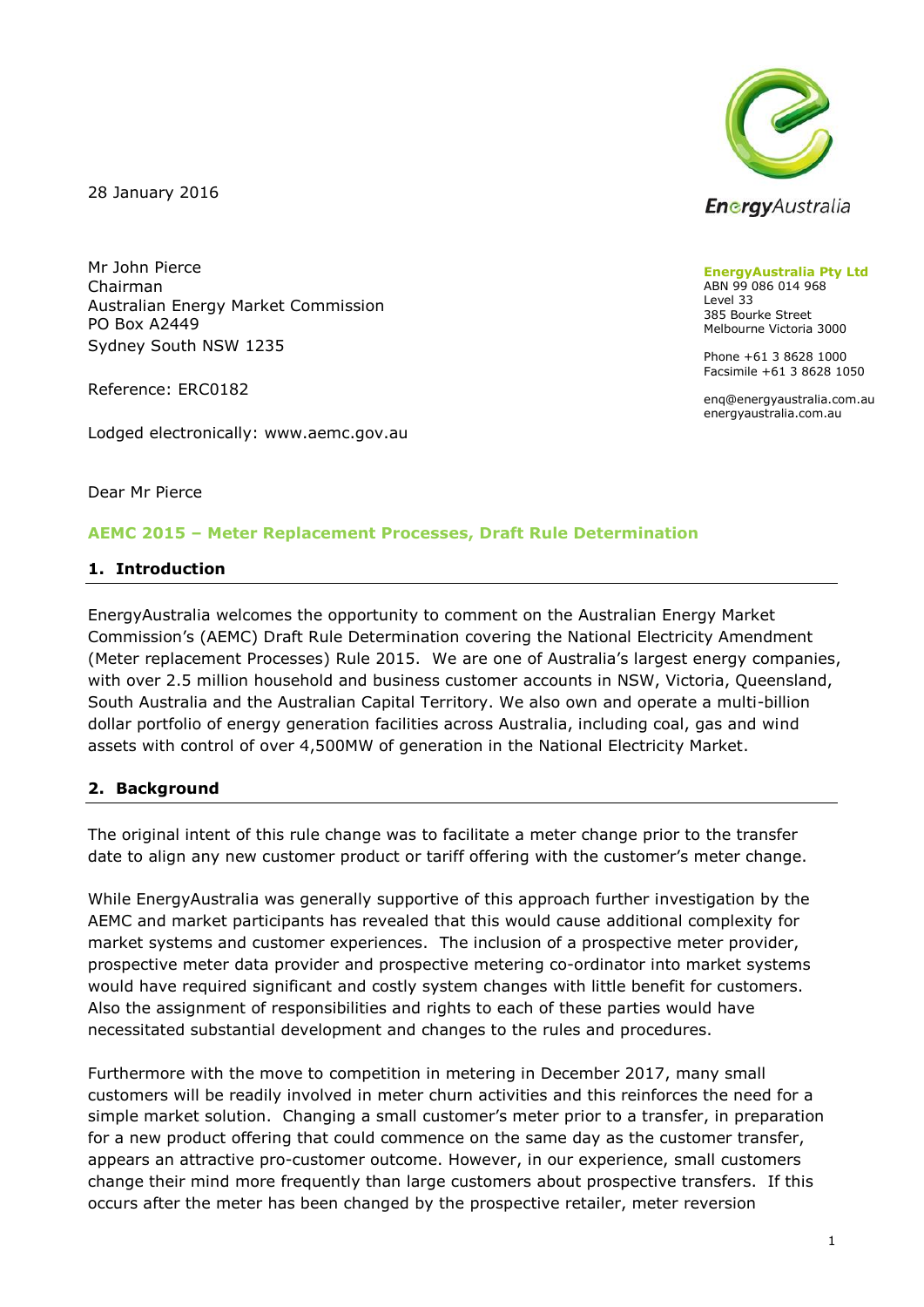28 January 2016

**EnergyAustralia Pty Ltd**
ABN 99 086 014 968
Level 33
385 Bourke Street
Melbourne Victoria 3000

Phone +61 3 8628 1000
Facsimile +61 3 8628 1050

enq@energyaustralia.com.au
energyaustralia.com.au

Mr John Pierce
Chairman
Australian Energy Market Commission
PO Box A2449
Sydney South NSW 1235

Reference: ERC0182

Lodged electronically: www.aemc.gov.au

Dear Mr Pierce

**AEMC 2015 – Meter Replacement Processes, Draft Rule Determination**

## 1. Introduction

EnergyAustralia welcomes the opportunity to comment on the Australian Energy Market Commission's (AEMC) Draft Rule Determination covering the National Electricity Amendment (Meter replacement Processes) Rule 2015. We are one of Australia's largest energy companies, with over 2.5 million household and business customer accounts in NSW, Victoria, Queensland, South Australia and the Australian Capital Territory. We also own and operate a multi-billion dollar portfolio of energy generation facilities across Australia, including coal, gas and wind assets with control of over 4,500MW of generation in the National Electricity Market.

## 2. Background

The original intent of this rule change was to facilitate a meter change prior to the transfer date to align any new customer product or tariff offering with the customer's meter change.

While EnergyAustralia was generally supportive of this approach further investigation by the AEMC and market participants has revealed that this would cause additional complexity for market systems and customer experiences. The inclusion of a prospective meter provider, prospective meter data provider and prospective metering co-ordinator into market systems would have required significant and costly system changes with little benefit for customers. Also the assignment of responsibilities and rights to each of these parties would have necessitated substantial development and changes to the rules and procedures.

Furthermore with the move to competition in metering in December 2017, many small customers will be readily involved in meter churn activities and this reinforces the need for a simple market solution. Changing a small customer's meter prior to a transfer, in preparation for a new product offering that could commence on the same day as the customer transfer, appears an attractive pro-customer outcome. However, in our experience, small customers change their mind more frequently than large customers about prospective transfers. If this occurs after the meter has been changed by the prospective retailer, meter reversion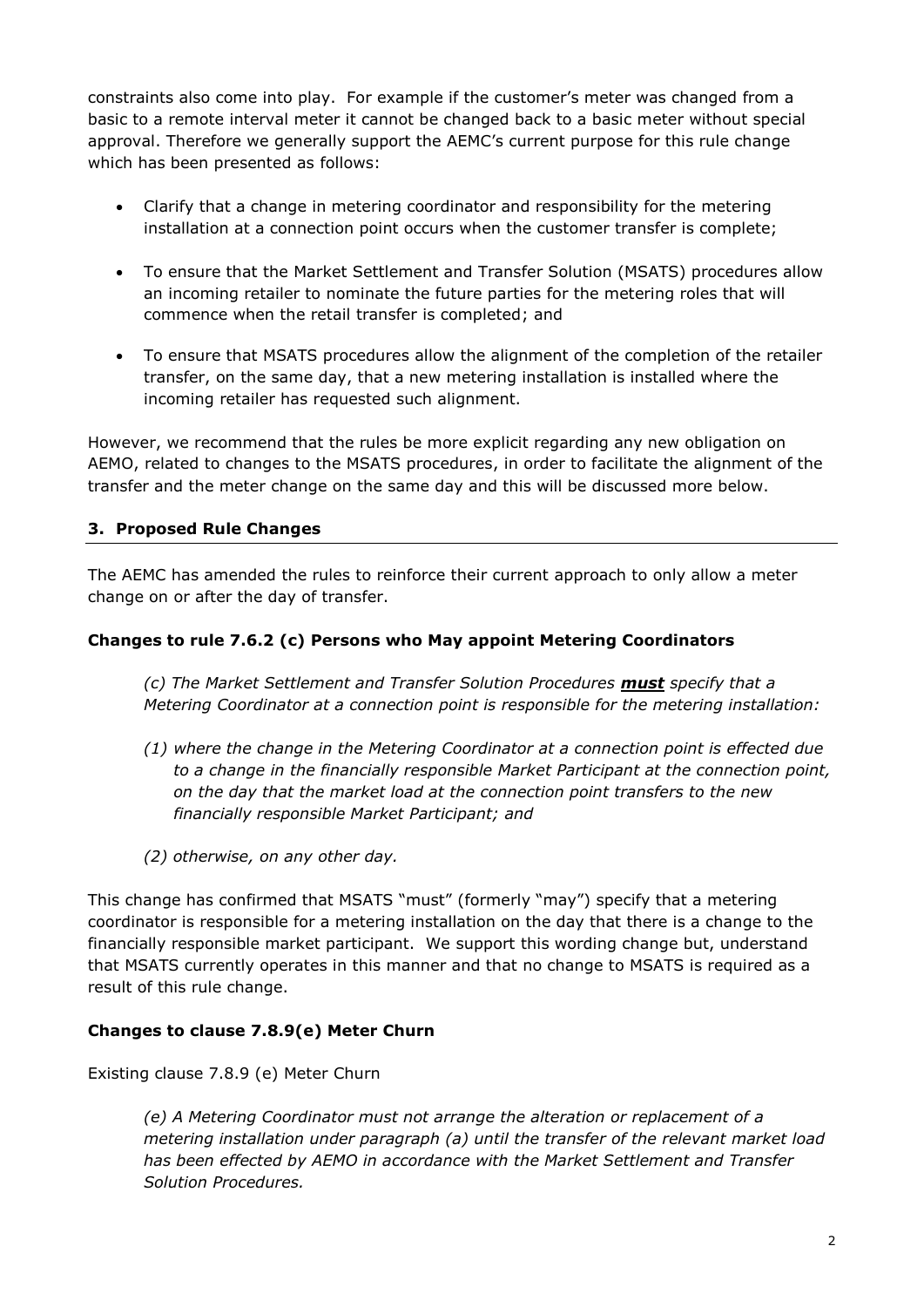constraints also come into play. For example if the customer's meter was changed from a basic to a remote interval meter it cannot be changed back to a basic meter without special approval. Therefore we generally support the AEMC's current purpose for this rule change which has been presented as follows:

- Clarify that a change in metering coordinator and responsibility for the metering installation at a connection point occurs when the customer transfer is complete;
- To ensure that the Market Settlement and Transfer Solution (MSATS) procedures allow an incoming retailer to nominate the future parties for the metering roles that will commence when the retail transfer is completed; and
- To ensure that MSATS procedures allow the alignment of the completion of the retailer transfer, on the same day, that a new metering installation is installed where the incoming retailer has requested such alignment.

However, we recommend that the rules be more explicit regarding any new obligation on AEMO, related to changes to the MSATS procedures, in order to facilitate the alignment of the transfer and the meter change on the same day and this will be discussed more below.

## 3. Proposed Rule Changes

The AEMC has amended the rules to reinforce their current approach to only allow a meter change on or after the day of transfer.

### Changes to rule 7.6.2 (c) Persons who May appoint Metering Coordinators

> *(c) The Market Settlement and Transfer Solution Procedures* ***must*** *specify that a Metering Coordinator at a connection point is responsible for the metering installation:*
>
> *(1) where the change in the Metering Coordinator at a connection point is effected due to a change in the financially responsible Market Participant at the connection point, on the day that the market load at the connection point transfers to the new financially responsible Market Participant; and*
>
> *(2) otherwise, on any other day.*

This change has confirmed that MSATS "must" (formerly "may") specify that a metering coordinator is responsible for a metering installation on the day that there is a change to the financially responsible market participant. We support this wording change but, understand that MSATS currently operates in this manner and that no change to MSATS is required as a result of this rule change.

### Changes to clause 7.8.9(e) Meter Churn

Existing clause 7.8.9 (e) Meter Churn

> *(e) A Metering Coordinator must not arrange the alteration or replacement of a metering installation under paragraph (a) until the transfer of the relevant market load has been effected by AEMO in accordance with the Market Settlement and Transfer Solution Procedures.*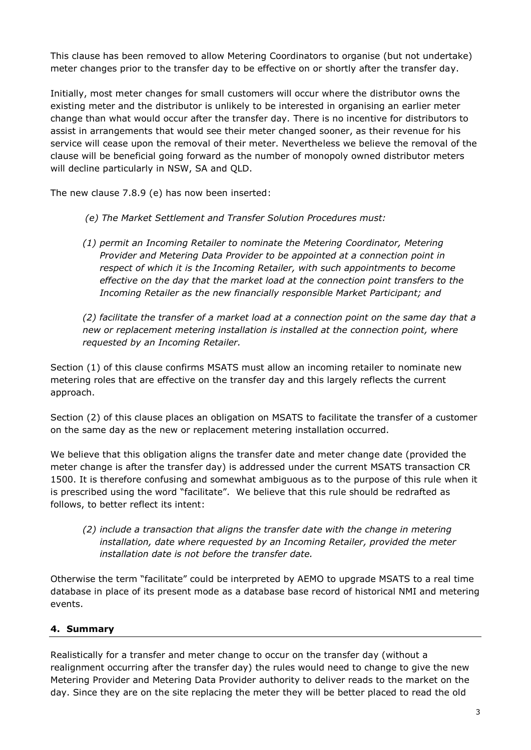This clause has been removed to allow Metering Coordinators to organise (but not undertake) meter changes prior to the transfer day to be effective on or shortly after the transfer day.

Initially, most meter changes for small customers will occur where the distributor owns the existing meter and the distributor is unlikely to be interested in organising an earlier meter change than what would occur after the transfer day. There is no incentive for distributors to assist in arrangements that would see their meter changed sooner, as their revenue for his service will cease upon the removal of their meter. Nevertheless we believe the removal of the clause will be beneficial going forward as the number of monopoly owned distributor meters will decline particularly in NSW, SA and QLD.

The new clause 7.8.9 (e) has now been inserted:

> *(e) The Market Settlement and Transfer Solution Procedures must:*
>
> *(1) permit an Incoming Retailer to nominate the Metering Coordinator, Metering Provider and Metering Data Provider to be appointed at a connection point in respect of which it is the Incoming Retailer, with such appointments to become effective on the day that the market load at the connection point transfers to the Incoming Retailer as the new financially responsible Market Participant; and*
>
> *(2) facilitate the transfer of a market load at a connection point on the same day that a new or replacement metering installation is installed at the connection point, where requested by an Incoming Retailer.*

Section (1) of this clause confirms MSATS must allow an incoming retailer to nominate new metering roles that are effective on the transfer day and this largely reflects the current approach.

Section (2) of this clause places an obligation on MSATS to facilitate the transfer of a customer on the same day as the new or replacement metering installation occurred.

We believe that this obligation aligns the transfer date and meter change date (provided the meter change is after the transfer day) is addressed under the current MSATS transaction CR 1500. It is therefore confusing and somewhat ambiguous as to the purpose of this rule when it is prescribed using the word "facilitate". We believe that this rule should be redrafted as follows, to better reflect its intent:

> *(2) include a transaction that aligns the transfer date with the change in metering installation, date where requested by an Incoming Retailer, provided the meter installation date is not before the transfer date.*

Otherwise the term "facilitate" could be interpreted by AEMO to upgrade MSATS to a real time database in place of its present mode as a database base record of historical NMI and metering events.

## 4. Summary

Realistically for a transfer and meter change to occur on the transfer day (without a realignment occurring after the transfer day) the rules would need to change to give the new Metering Provider and Metering Data Provider authority to deliver reads to the market on the day. Since they are on the site replacing the meter they will be better placed to read the old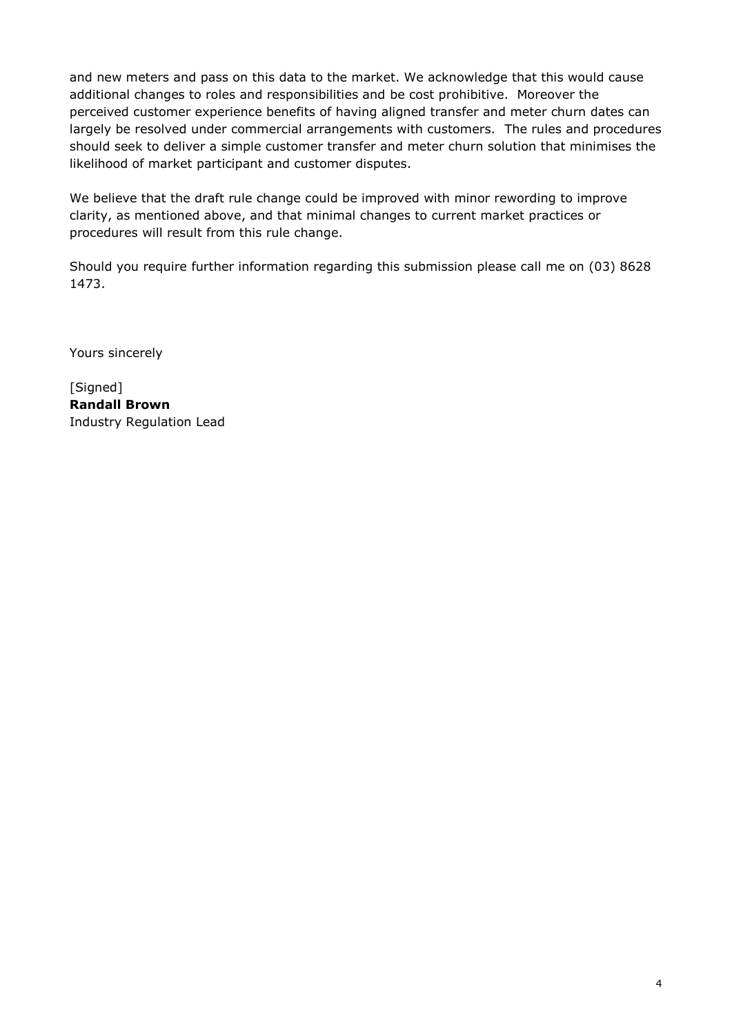and new meters and pass on this data to the market. We acknowledge that this would cause additional changes to roles and responsibilities and be cost prohibitive. Moreover the perceived customer experience benefits of having aligned transfer and meter churn dates can largely be resolved under commercial arrangements with customers. The rules and procedures should seek to deliver a simple customer transfer and meter churn solution that minimises the likelihood of market participant and customer disputes.

We believe that the draft rule change could be improved with minor rewording to improve clarity, as mentioned above, and that minimal changes to current market practices or procedures will result from this rule change.

Should you require further information regarding this submission please call me on (03) 8628 1473.

Yours sincerely

[Signed]
**Randall Brown**
Industry Regulation Lead